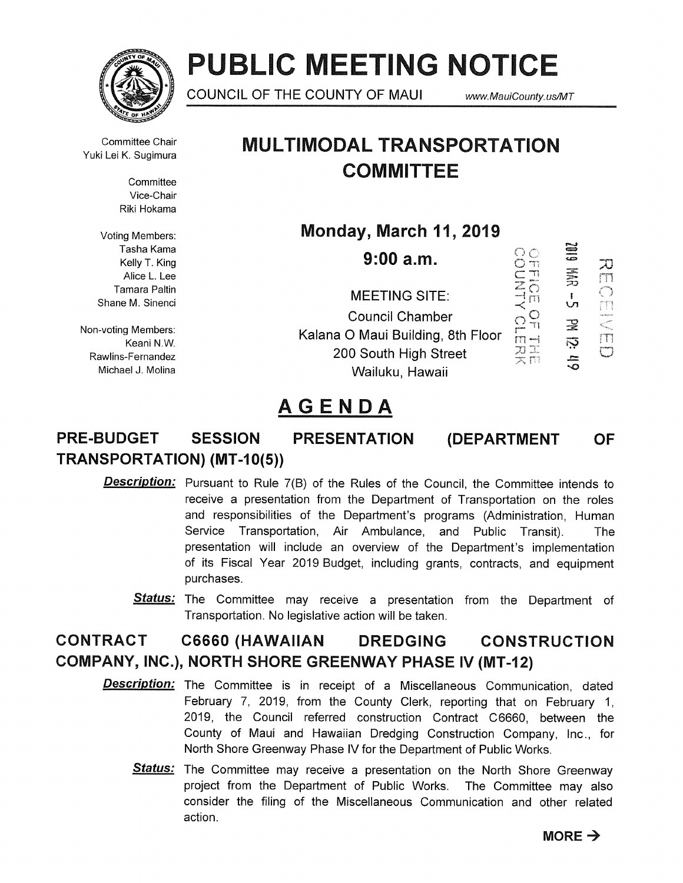# PUBLIC MEETING NOTICE

COUNCIL OF THE COUNTY OF MAUI www.MauiCounty.us/MT

# MULTIMODAL TRANSPORTATION COMMITTEE

Committee Chair
Yuki Lei K. Sugimura

Committee Vice-Chair
Riki Hokama

Voting Members:
Tasha Kama
Kelly T. King
Alice L. Lee
Tamara Paltin
Shane M. Sinenci

Non-voting Members:
Keani N.W. Rawlins-Fernandez
Michael J. Molina

**Monday, March 11, 2019**

**9:00 a.m.**

MEETING SITE:
Council Chamber
Kalana O Maui Building, 8th Floor
200 South High Street
Wailuku, Hawaii

OFFICE OF THE COUNTY CLERK
2019 MAR -5 PM 12:49
RECEIVED

## AGENDA

### PRE-BUDGET SESSION PRESENTATION (DEPARTMENT OF TRANSPORTATION) (MT-10(5))

***Description:*** Pursuant to Rule 7(B) of the Rules of the Council, the Committee intends to receive a presentation from the Department of Transportation on the roles and responsibilities of the Department's programs (Administration, Human Service Transportation, Air Ambulance, and Public Transit). The presentation will include an overview of the Department's implementation of its Fiscal Year 2019 Budget, including grants, contracts, and equipment purchases.

***Status:*** The Committee may receive a presentation from the Department of Transportation. No legislative action will be taken.

### CONTRACT C6660 (HAWAIIAN DREDGING CONSTRUCTION COMPANY, INC.), NORTH SHORE GREENWAY PHASE IV (MT-12)

***Description:*** The Committee is in receipt of a Miscellaneous Communication, dated February 7, 2019, from the County Clerk, reporting that on February 1, 2019, the Council referred construction Contract C6660, between the County of Maui and Hawaiian Dredging Construction Company, Inc., for North Shore Greenway Phase IV for the Department of Public Works.

***Status:*** The Committee may receive a presentation on the North Shore Greenway project from the Department of Public Works. The Committee may also consider the filing of the Miscellaneous Communication and other related action.

**MORE →**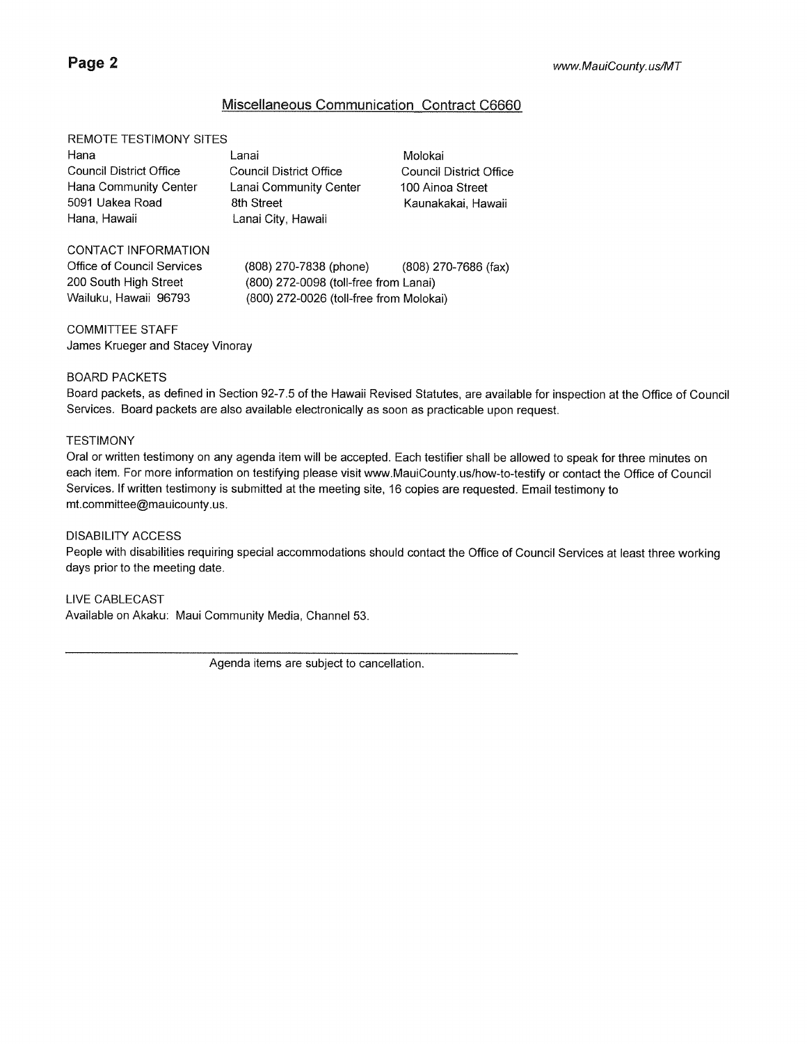## Miscellaneous Communication Contract C6660

REMOTE TESTIMONY SITES

| | | |
|---|---|---|
| Hana | Lanai | Molokai |
| Council District Office | Council District Office | Council District Office |
| Hana Community Center | Lanai Community Center | 100 Ainoa Street |
| 5091 Uakea Road | 8th Street | Kaunakakai, Hawaii |
| Hana, Hawaii | Lanai City, Hawaii | |

CONTACT INFORMATION

| | | |
|---|---|---|
| Office of Council Services | (808) 270-7838 (phone) | (808) 270-7686 (fax) |
| 200 South High Street | (800) 272-0098 (toll-free from Lanai) | |
| Wailuku, Hawaii 96793 | (800) 272-0026 (toll-free from Molokai) | |

COMMITTEE STAFF

James Krueger and Stacey Vinoray

BOARD PACKETS

Board packets, as defined in Section 92-7.5 of the Hawaii Revised Statutes, are available for inspection at the Office of Council Services. Board packets are also available electronically as soon as practicable upon request.

TESTIMONY

Oral or written testimony on any agenda item will be accepted. Each testifier shall be allowed to speak for three minutes on each item. For more information on testifying please visit www.MauiCounty.us/how-to-testify or contact the Office of Council Services. If written testimony is submitted at the meeting site, 16 copies are requested. Email testimony to mt.committee@mauicounty.us.

DISABILITY ACCESS

People with disabilities requiring special accommodations should contact the Office of Council Services at least three working days prior to the meeting date.

LIVE CABLECAST

Available on Akaku: Maui Community Media, Channel 53.

---

Agenda items are subject to cancellation.